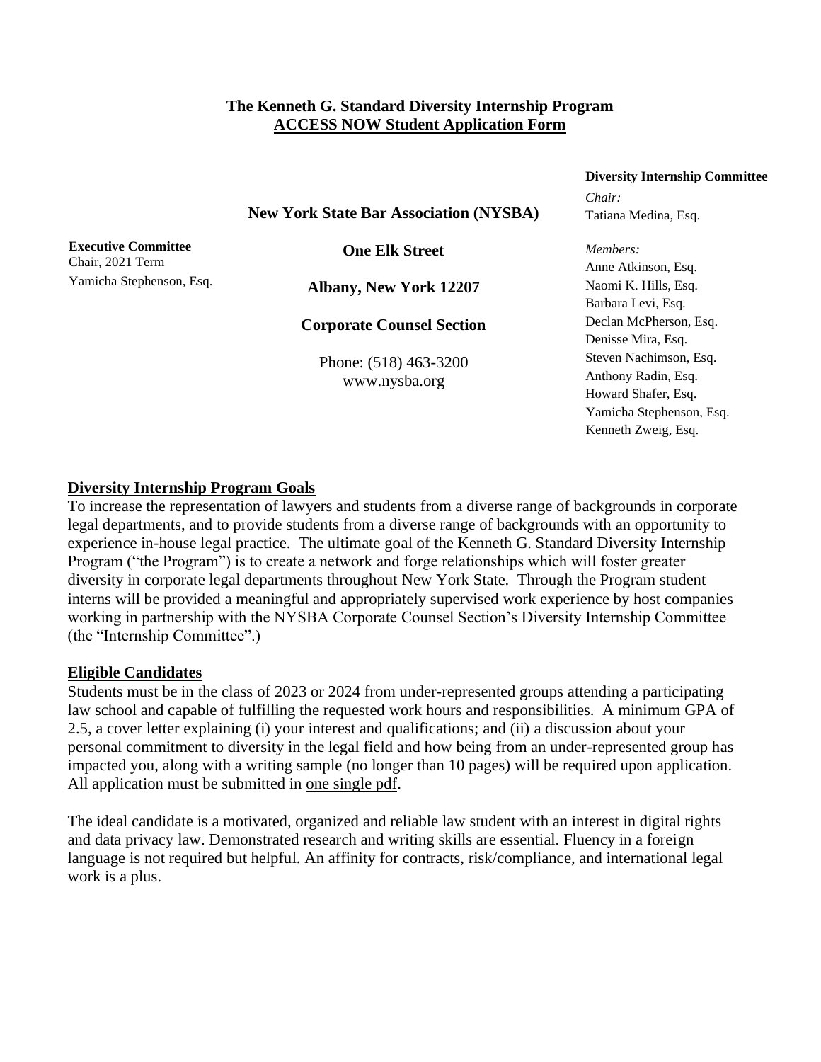# The Kenneth G. Standard Diversity Internship Program
## ACCESS NOW Student Application Form

**New York State Bar Association (NYSBA)**

**One Elk Street**

**Albany, New York 12207**

**Corporate Counsel Section**

Phone: (518) 463-3200
www.nysba.org

**Executive Committee**
Chair, 2021 Term
Yamicha Stephenson, Esq.

**Diversity Internship Committee**

*Chair:*
Tatiana Medina, Esq.

*Members:*
Anne Atkinson, Esq.
Naomi K. Hills, Esq.
Barbara Levi, Esq.
Declan McPherson, Esq.
Denisse Mira, Esq.
Steven Nachimson, Esq.
Anthony Radin, Esq.
Howard Shafer, Esq.
Yamicha Stephenson, Esq.
Kenneth Zweig, Esq.

### Diversity Internship Program Goals

To increase the representation of lawyers and students from a diverse range of backgrounds in corporate legal departments, and to provide students from a diverse range of backgrounds with an opportunity to experience in-house legal practice. The ultimate goal of the Kenneth G. Standard Diversity Internship Program ("the Program") is to create a network and forge relationships which will foster greater diversity in corporate legal departments throughout New York State. Through the Program student interns will be provided a meaningful and appropriately supervised work experience by host companies working in partnership with the NYSBA Corporate Counsel Section's Diversity Internship Committee (the "Internship Committee".)

### Eligible Candidates

Students must be in the class of 2023 or 2024 from under-represented groups attending a participating law school and capable of fulfilling the requested work hours and responsibilities. A minimum GPA of 2.5, a cover letter explaining (i) your interest and qualifications; and (ii) a discussion about your personal commitment to diversity in the legal field and how being from an under-represented group has impacted you, along with a writing sample (no longer than 10 pages) will be required upon application. All application must be submitted in one single pdf.

The ideal candidate is a motivated, organized and reliable law student with an interest in digital rights and data privacy law. Demonstrated research and writing skills are essential. Fluency in a foreign language is not required but helpful. An affinity for contracts, risk/compliance, and international legal work is a plus.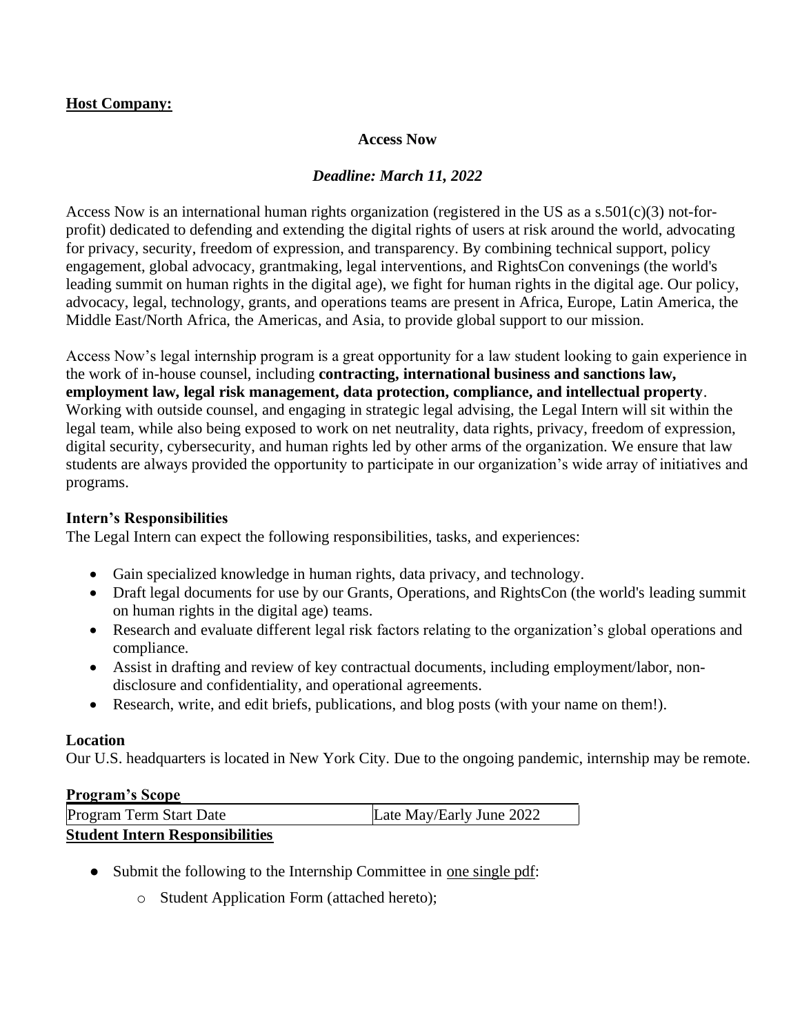**Host Company:**

**Access Now**

***Deadline: March 11, 2022***

Access Now is an international human rights organization (registered in the US as a s.501(c)(3) not-for-profit) dedicated to defending and extending the digital rights of users at risk around the world, advocating for privacy, security, freedom of expression, and transparency. By combining technical support, policy engagement, global advocacy, grantmaking, legal interventions, and RightsCon convenings (the world's leading summit on human rights in the digital age), we fight for human rights in the digital age. Our policy, advocacy, legal, technology, grants, and operations teams are present in Africa, Europe, Latin America, the Middle East/North Africa, the Americas, and Asia, to provide global support to our mission.

Access Now's legal internship program is a great opportunity for a law student looking to gain experience in the work of in-house counsel, including **contracting, international business and sanctions law, employment law, legal risk management, data protection, compliance, and intellectual property**. Working with outside counsel, and engaging in strategic legal advising, the Legal Intern will sit within the legal team, while also being exposed to work on net neutrality, data rights, privacy, freedom of expression, digital security, cybersecurity, and human rights led by other arms of the organization. We ensure that law students are always provided the opportunity to participate in our organization's wide array of initiatives and programs.

**Intern's Responsibilities**

The Legal Intern can expect the following responsibilities, tasks, and experiences:

- Gain specialized knowledge in human rights, data privacy, and technology.
- Draft legal documents for use by our Grants, Operations, and RightsCon (the world's leading summit on human rights in the digital age) teams.
- Research and evaluate different legal risk factors relating to the organization's global operations and compliance.
- Assist in drafting and review of key contractual documents, including employment/labor, non-disclosure and confidentiality, and operational agreements.
- Research, write, and edit briefs, publications, and blog posts (with your name on them!).

**Location**

Our U.S. headquarters is located in New York City. Due to the ongoing pandemic, internship may be remote.

**Program's Scope**

| Program Term Start Date | Late May/Early June 2022 |
|---|---|

**Student Intern Responsibilities**

- Submit the following to the Internship Committee in one single pdf:
    - Student Application Form (attached hereto);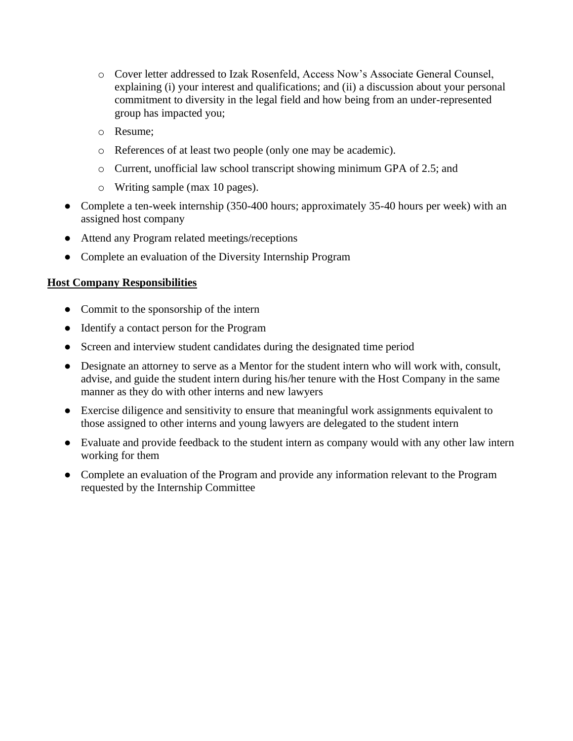- Cover letter addressed to Izak Rosenfeld, Access Now's Associate General Counsel, explaining (i) your interest and qualifications; and (ii) a discussion about your personal commitment to diversity in the legal field and how being from an under-represented group has impacted you;
    - Resume;
    - References of at least two people (only one may be academic).
    - Current, unofficial law school transcript showing minimum GPA of 2.5; and
    - Writing sample (max 10 pages).
- Complete a ten-week internship (350-400 hours; approximately 35-40 hours per week) with an assigned host company
- Attend any Program related meetings/receptions
- Complete an evaluation of the Diversity Internship Program

**Host Company Responsibilities**

- Commit to the sponsorship of the intern
- Identify a contact person for the Program
- Screen and interview student candidates during the designated time period
- Designate an attorney to serve as a Mentor for the student intern who will work with, consult, advise, and guide the student intern during his/her tenure with the Host Company in the same manner as they do with other interns and new lawyers
- Exercise diligence and sensitivity to ensure that meaningful work assignments equivalent to those assigned to other interns and young lawyers are delegated to the student intern
- Evaluate and provide feedback to the student intern as company would with any other law intern working for them
- Complete an evaluation of the Program and provide any information relevant to the Program requested by the Internship Committee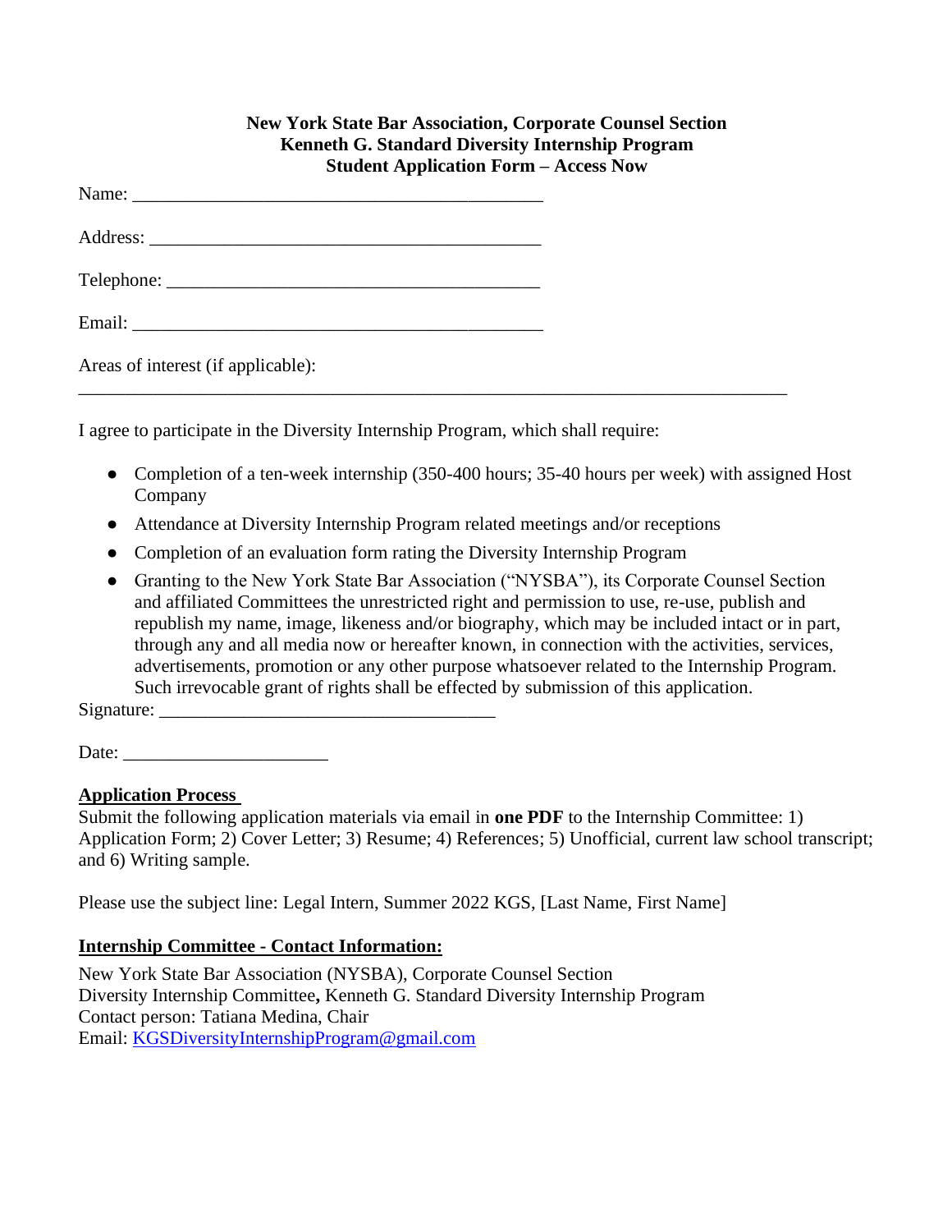**New York State Bar Association, Corporate Counsel Section**
**Kenneth G. Standard Diversity Internship Program**
**Student Application Form – Access Now**

Name: ____________________________________________

Address: __________________________________________

Telephone: ________________________________________

Email: ____________________________________________

Areas of interest (if applicable):
_____________________________________________________________________________

I agree to participate in the Diversity Internship Program, which shall require:

- Completion of a ten-week internship (350-400 hours; 35-40 hours per week) with assigned Host Company
- Attendance at Diversity Internship Program related meetings and/or receptions
- Completion of an evaluation form rating the Diversity Internship Program
- Granting to the New York State Bar Association ("NYSBA"), its Corporate Counsel Section and affiliated Committees the unrestricted right and permission to use, re-use, publish and republish my name, image, likeness and/or biography, which may be included intact or in part, through any and all media now or hereafter known, in connection with the activities, services, advertisements, promotion or any other purpose whatsoever related to the Internship Program. Such irrevocable grant of rights shall be effected by submission of this application.

Signature: ____________________________________

Date: ______________________

**Application Process**

Submit the following application materials via email in **one PDF** to the Internship Committee: 1) Application Form; 2) Cover Letter; 3) Resume; 4) References; 5) Unofficial, current law school transcript; and 6) Writing sample.

Please use the subject line: Legal Intern, Summer 2022 KGS, [Last Name, First Name]

**Internship Committee - Contact Information:**

New York State Bar Association (NYSBA), Corporate Counsel Section
Diversity Internship Committee**,** Kenneth G. Standard Diversity Internship Program
Contact person: Tatiana Medina, Chair
Email: KGSDiversityInternshipProgram@gmail.com